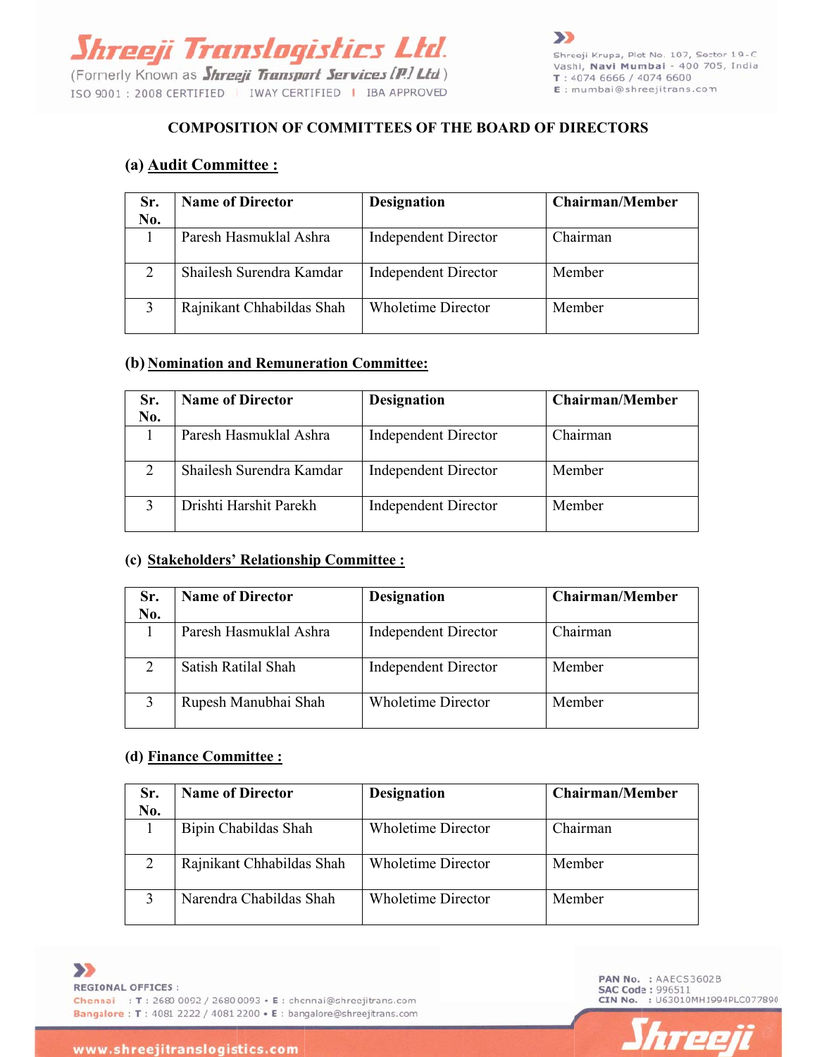# COMPOSITION OF COMMITTEES OF THE BOARD OF DIRECTORS

## (a) Audit Committee :

| Sr. No. | Name of Director | Designation | Chairman/Member |
|---|---|---|---|
| 1 | Paresh Hasmuklal Ashra | Independent Director | Chairman |
| 2 | Shailesh Surendra Kamdar | Independent Director | Member |
| 3 | Rajnikant Chhabildas Shah | Wholetime Director | Member |

## (b) Nomination and Remuneration Committee:

| Sr. No. | Name of Director | Designation | Chairman/Member |
|---|---|---|---|
| 1 | Paresh Hasmuklal Ashra | Independent Director | Chairman |
| 2 | Shailesh Surendra Kamdar | Independent Director | Member |
| 3 | Drishti Harshit Parekh | Independent Director | Member |

## (c) Stakeholders' Relationship Committee :

| Sr. No. | Name of Director | Designation | Chairman/Member |
|---|---|---|---|
| 1 | Paresh Hasmuklal Ashra | Independent Director | Chairman |
| 2 | Satish Ratilal Shah | Independent Director | Member |
| 3 | Rupesh Manubhai Shah | Wholetime Director | Member |

## (d) Finance Committee :

| Sr. No. | Name of Director | Designation | Chairman/Member |
|---|---|---|---|
| 1 | Bipin Chabildas Shah | Wholetime Director | Chairman |
| 2 | Rajnikant Chhabildas Shah | Wholetime Director | Member |
| 3 | Narendra Chabildas Shah | Wholetime Director | Member |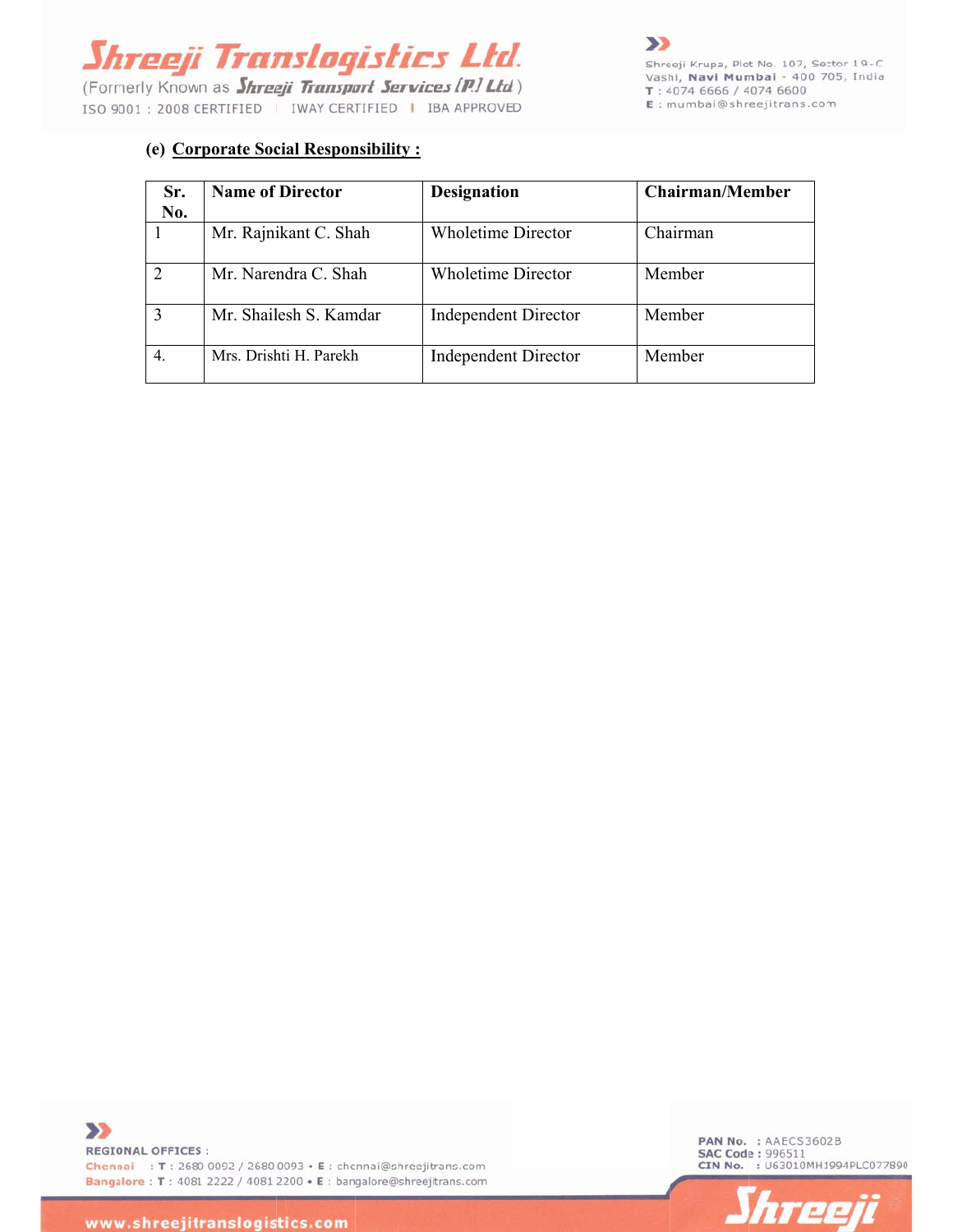(e) **Corporate Social Responsibility :**

| Sr. No. | Name of Director | Designation | Chairman/Member |
|---|---|---|---|
| 1 | Mr. Rajnikant C. Shah | Wholetime Director | Chairman |
| 2 | Mr. Narendra C. Shah | Wholetime Director | Member |
| 3 | Mr. Shailesh S. Kamdar | Independent Director | Member |
| 4. | Mrs. Drishti H. Parekh | Independent Director | Member |